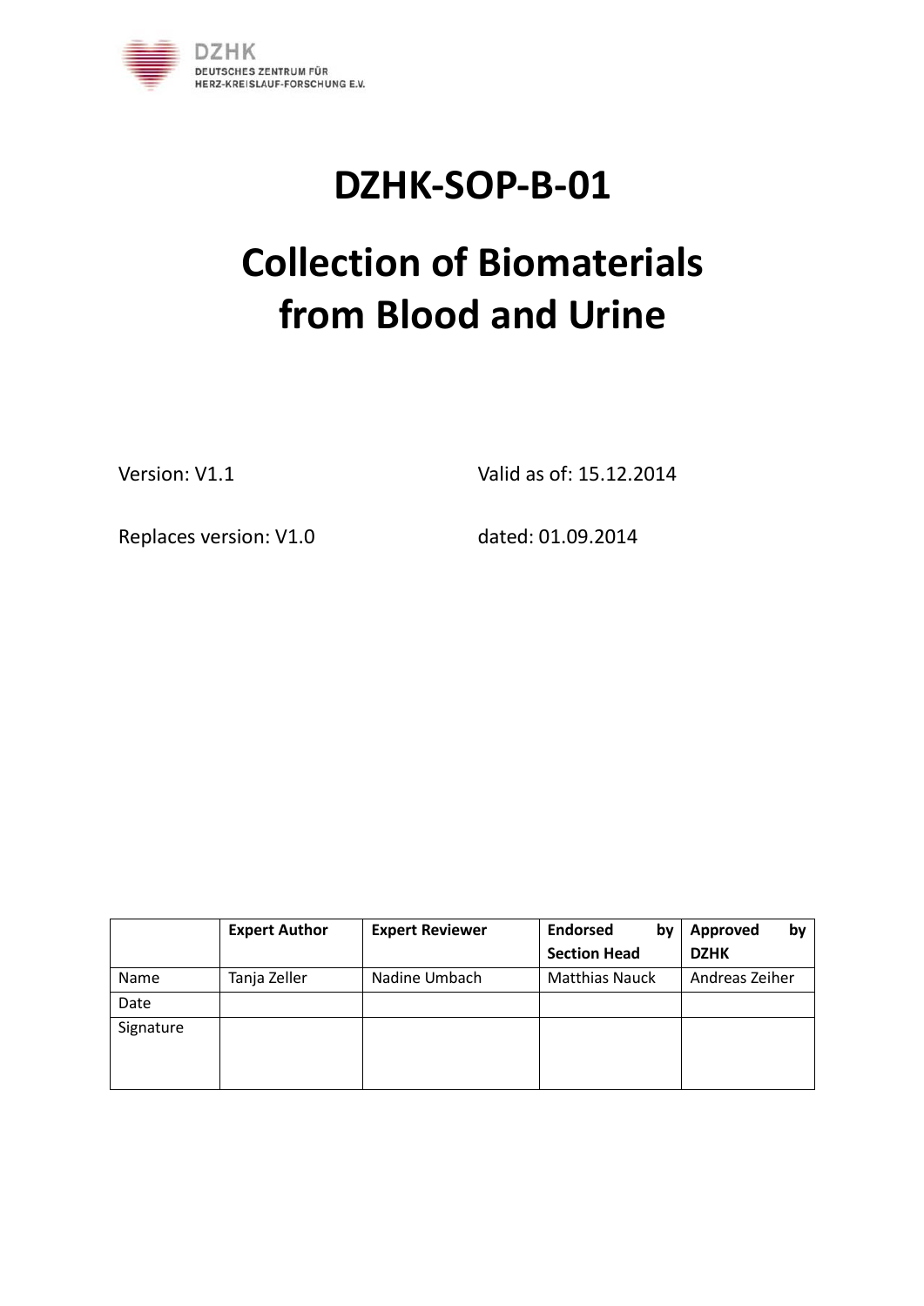DZHK
DEUTSCHES ZENTRUM FÜR
HERZ-KREISLAUF-FORSCHUNG E.V.

# DZHK-SOP-B-01

# Collection of Biomaterials from Blood and Urine

Version: V1.1 Valid as of: 15.12.2014

Replaces version: V1.0 dated: 01.09.2014

| | **Expert Author** | **Expert Reviewer** | **Endorsed by Section Head** | **Approved by DZHK** |
|---|---|---|---|---|
| Name | Tanja Zeller | Nadine Umbach | Matthias Nauck | Andreas Zeiher |
| Date | | | | |
| Signature | | | | |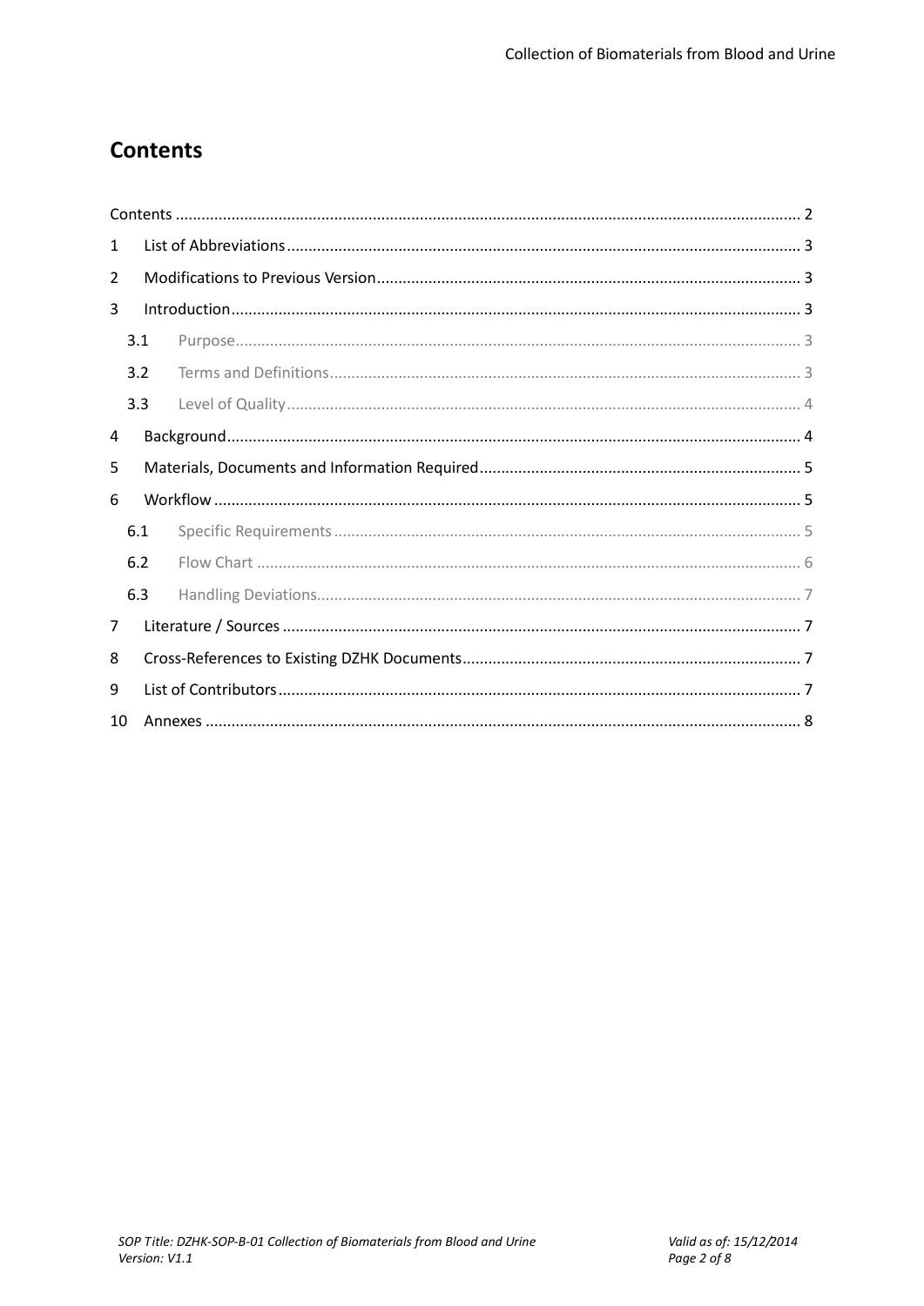# Contents

Contents ............................................................ 2

1 List of Abbreviations ............................................................ 3

2 Modifications to Previous Version ............................................................ 3

3 Introduction ............................................................ 3

3.1 Purpose ............................................................ 3

3.2 Terms and Definitions ............................................................ 3

3.3 Level of Quality ............................................................ 4

4 Background ............................................................ 4

5 Materials, Documents and Information Required ............................................................ 5

6 Workflow ............................................................ 5

6.1 Specific Requirements ............................................................ 5

6.2 Flow Chart ............................................................ 6

6.3 Handling Deviations ............................................................ 7

7 Literature / Sources ............................................................ 7

8 Cross-References to Existing DZHK Documents ............................................................ 7

9 List of Contributors ............................................................ 7

10 Annexes ............................................................ 8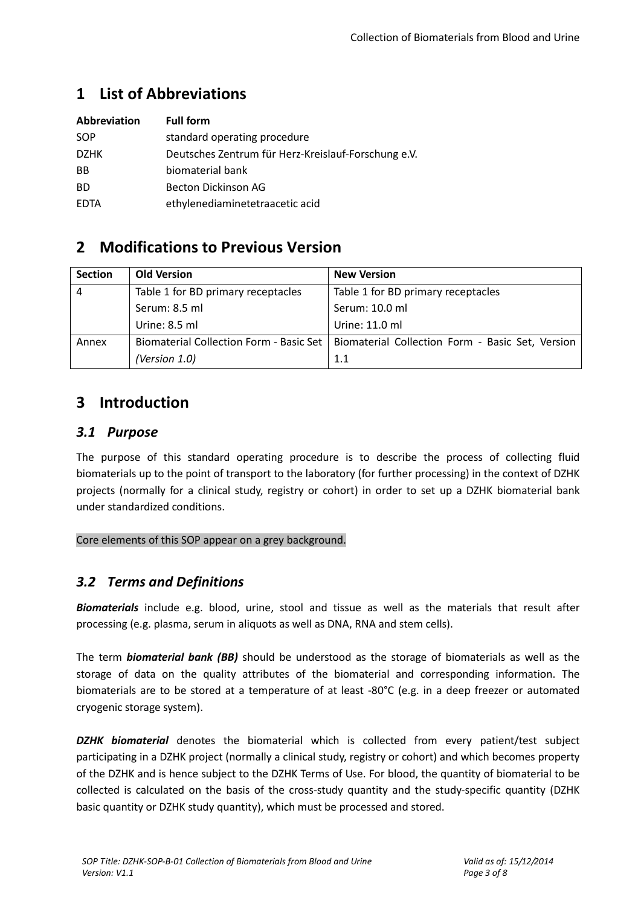# 1 List of Abbreviations

| Abbreviation | Full form |
|---|---|
| SOP | standard operating procedure |
| DZHK | Deutsches Zentrum für Herz-Kreislauf-Forschung e.V. |
| BB | biomaterial bank |
| BD | Becton Dickinson AG |
| EDTA | ethylenediaminetetraacetic acid |

# 2 Modifications to Previous Version

| Section | Old Version | New Version |
|---|---|---|
| 4 | Table 1 for BD primary receptacles<br>Serum: 8.5 ml<br>Urine: 8.5 ml | Table 1 for BD primary receptacles<br>Serum: 10.0 ml<br>Urine: 11.0 ml |
| Annex | Biomaterial Collection Form - Basic Set *(Version 1.0)* | Biomaterial Collection Form - Basic Set, Version 1.1 |

# 3 Introduction

## *3.1 Purpose*

The purpose of this standard operating procedure is to describe the process of collecting fluid biomaterials up to the point of transport to the laboratory (for further processing) in the context of DZHK projects (normally for a clinical study, registry or cohort) in order to set up a DZHK biomaterial bank under standardized conditions.

Core elements of this SOP appear on a grey background.

## *3.2 Terms and Definitions*

***Biomaterials*** include e.g. blood, urine, stool and tissue as well as the materials that result after processing (e.g. plasma, serum in aliquots as well as DNA, RNA and stem cells).

The term ***biomaterial bank (BB)*** should be understood as the storage of biomaterials as well as the storage of data on the quality attributes of the biomaterial and corresponding information. The biomaterials are to be stored at a temperature of at least -80°C (e.g. in a deep freezer or automated cryogenic storage system).

***DZHK biomaterial*** denotes the biomaterial which is collected from every patient/test subject participating in a DZHK project (normally a clinical study, registry or cohort) and which becomes property of the DZHK and is hence subject to the DZHK Terms of Use. For blood, the quantity of biomaterial to be collected is calculated on the basis of the cross-study quantity and the study-specific quantity (DZHK basic quantity or DZHK study quantity), which must be processed and stored.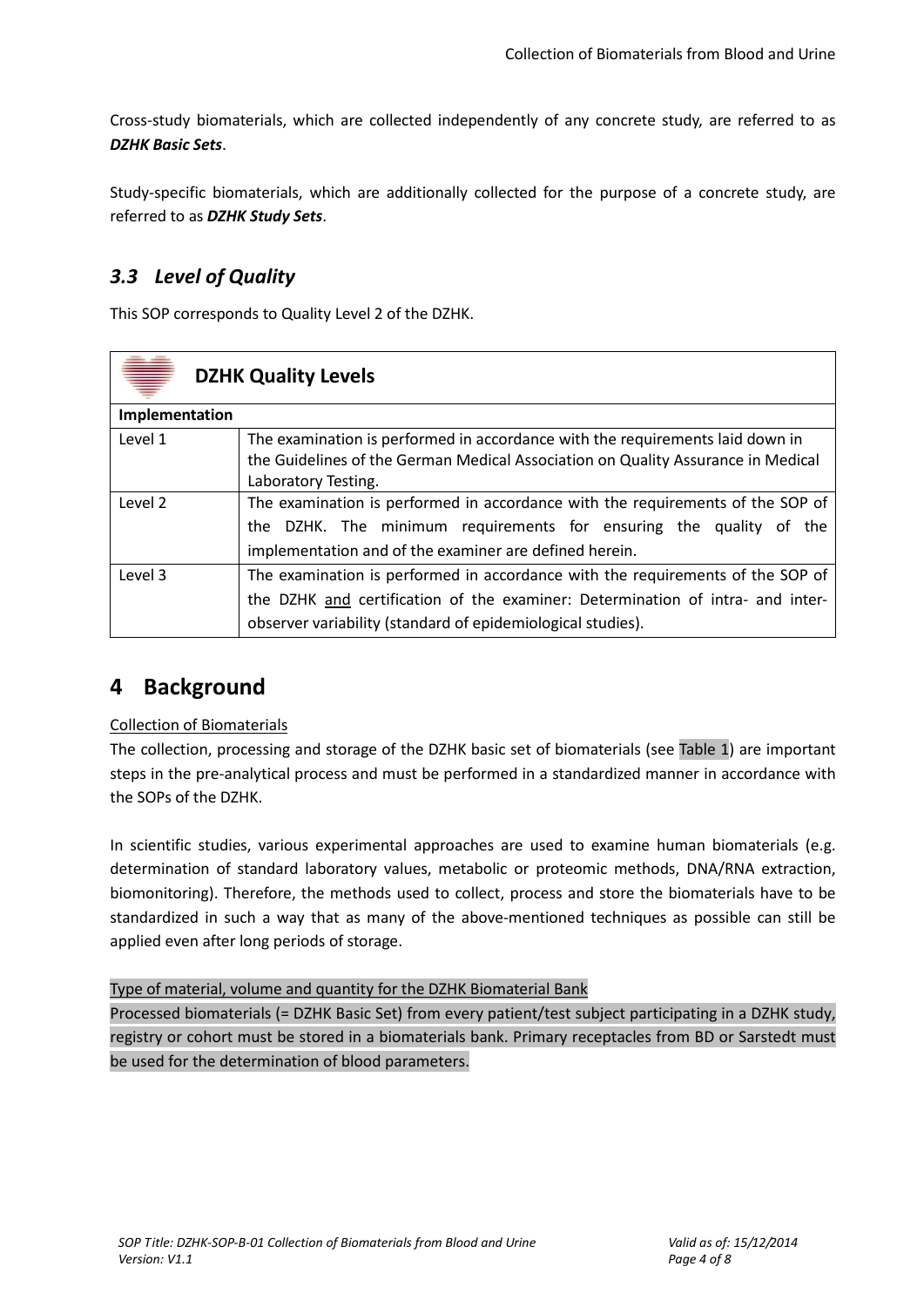Cross-study biomaterials, which are collected independently of any concrete study, are referred to as ***DZHK Basic Sets***.

Study-specific biomaterials, which are additionally collected for the purpose of a concrete study, are referred to as ***DZHK Study Sets***.

## *3.3 Level of Quality*

This SOP corresponds to Quality Level 2 of the DZHK.

| **DZHK Quality Levels** | |
|---|---|
| **Implementation** | |
| Level 1 | The examination is performed in accordance with the requirements laid down in the Guidelines of the German Medical Association on Quality Assurance in Medical Laboratory Testing. |
| Level 2 | The examination is performed in accordance with the requirements of the SOP of the DZHK. The minimum requirements for ensuring the quality of the implementation and of the examiner are defined herein. |
| Level 3 | The examination is performed in accordance with the requirements of the SOP of the DZHK <u>and</u> certification of the examiner: Determination of intra- and inter-observer variability (standard of epidemiological studies). |

# 4 Background

<u>Collection of Biomaterials</u>

The collection, processing and storage of the DZHK basic set of biomaterials (see Table 1) are important steps in the pre-analytical process and must be performed in a standardized manner in accordance with the SOPs of the DZHK.

In scientific studies, various experimental approaches are used to examine human biomaterials (e.g. determination of standard laboratory values, metabolic or proteomic methods, DNA/RNA extraction, biomonitoring). Therefore, the methods used to collect, process and store the biomaterials have to be standardized in such a way that as many of the above-mentioned techniques as possible can still be applied even after long periods of storage.

<u>Type of material, volume and quantity for the DZHK Biomaterial Bank</u>

Processed biomaterials (= DZHK Basic Set) from every patient/test subject participating in a DZHK study, registry or cohort must be stored in a biomaterials bank. Primary receptacles from BD or Sarstedt must be used for the determination of blood parameters.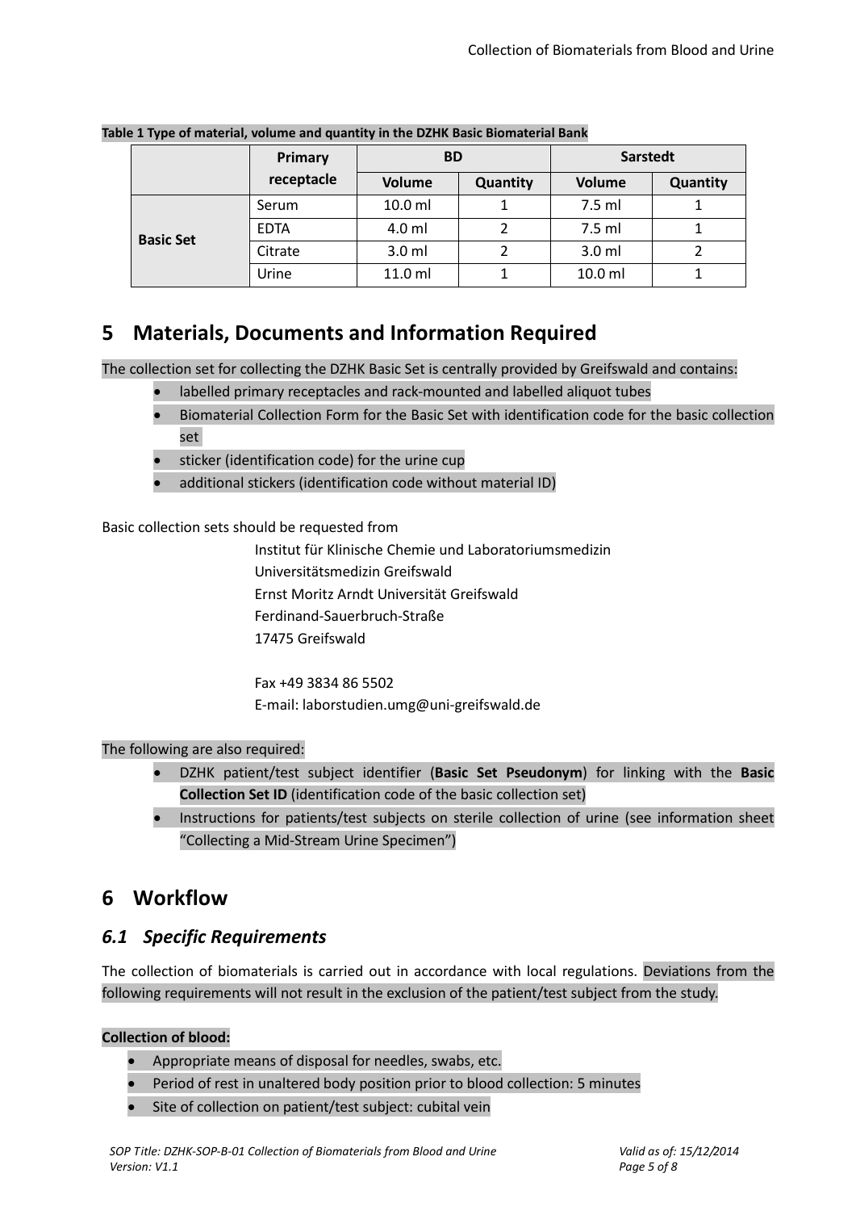**Table 1 Type of material, volume and quantity in the DZHK Basic Biomaterial Bank**

| | Primary receptacle | BD | | Sarstedt | |
|---|---|---|---|---|---|
| | | Volume | Quantity | Volume | Quantity |
| **Basic Set** | Serum | 10.0 ml | 1 | 7.5 ml | 1 |
| | EDTA | 4.0 ml | 2 | 7.5 ml | 1 |
| | Citrate | 3.0 ml | 2 | 3.0 ml | 2 |
| | Urine | 11.0 ml | 1 | 10.0 ml | 1 |

# 5 Materials, Documents and Information Required

The collection set for collecting the DZHK Basic Set is centrally provided by Greifswald and contains:

- labelled primary receptacles and rack-mounted and labelled aliquot tubes
- Biomaterial Collection Form for the Basic Set with identification code for the basic collection set
- sticker (identification code) for the urine cup
- additional stickers (identification code without material ID)

Basic collection sets should be requested from

Institut für Klinische Chemie und Laboratoriumsmedizin
Universitätsmedizin Greifswald
Ernst Moritz Arndt Universität Greifswald
Ferdinand-Sauerbruch-Straße
17475 Greifswald

Fax +49 3834 86 5502
E-mail: laborstudien.umg@uni-greifswald.de

The following are also required:

- DZHK patient/test subject identifier (**Basic Set Pseudonym**) for linking with the **Basic Collection Set ID** (identification code of the basic collection set)
- Instructions for patients/test subjects on sterile collection of urine (see information sheet "Collecting a Mid-Stream Urine Specimen")

# 6 Workflow

## *6.1 Specific Requirements*

The collection of biomaterials is carried out in accordance with local regulations. Deviations from the following requirements will not result in the exclusion of the patient/test subject from the study.

**Collection of blood:**

- Appropriate means of disposal for needles, swabs, etc.
- Period of rest in unaltered body position prior to blood collection: 5 minutes
- Site of collection on patient/test subject: cubital vein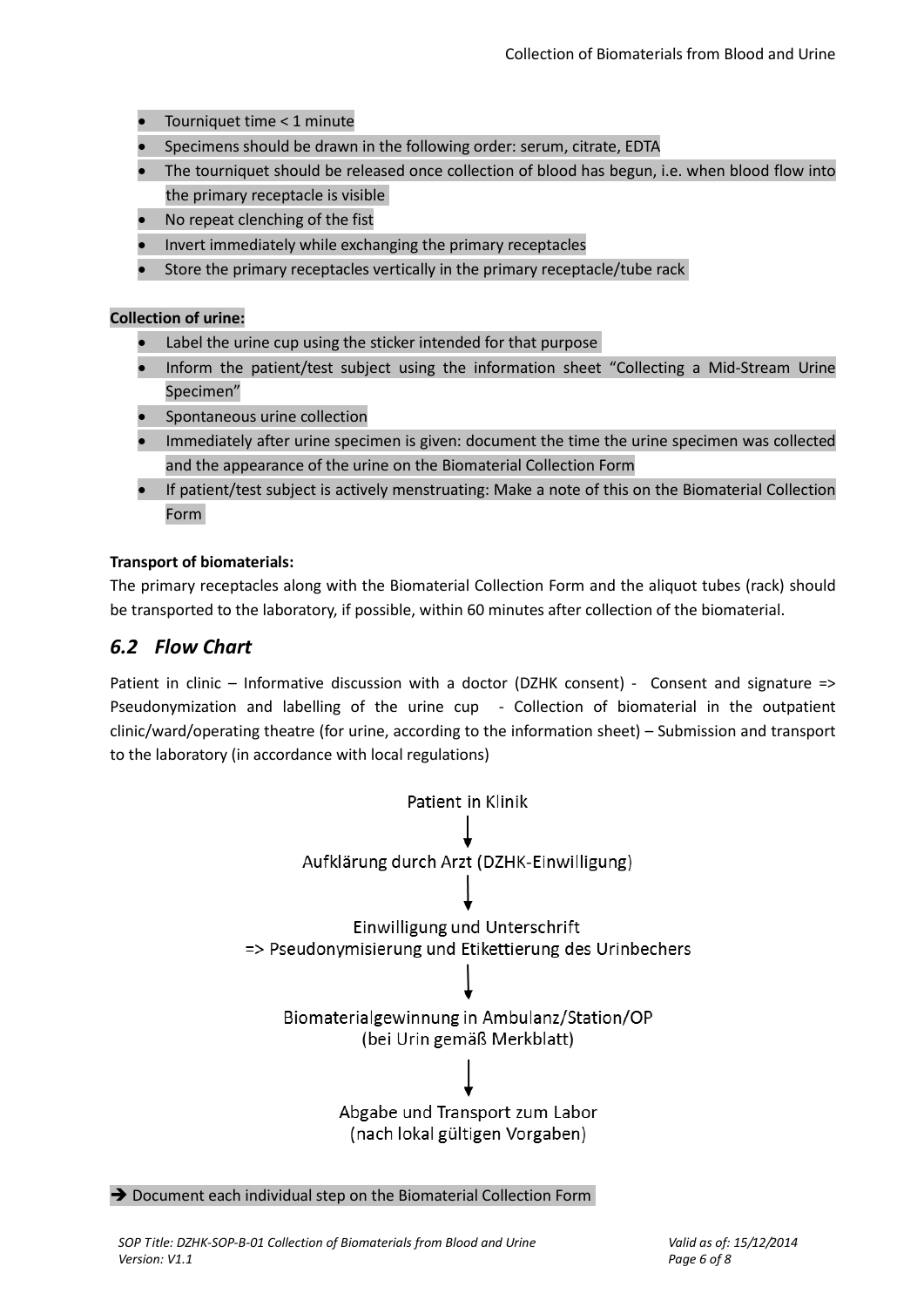- Tourniquet time < 1 minute
- Specimens should be drawn in the following order: serum, citrate, EDTA
- The tourniquet should be released once collection of blood has begun, i.e. when blood flow into the primary receptacle is visible
- No repeat clenching of the fist
- Invert immediately while exchanging the primary receptacles
- Store the primary receptacles vertically in the primary receptacle/tube rack

**Collection of urine:**

- Label the urine cup using the sticker intended for that purpose
- Inform the patient/test subject using the information sheet "Collecting a Mid-Stream Urine Specimen"
- Spontaneous urine collection
- Immediately after urine specimen is given: document the time the urine specimen was collected and the appearance of the urine on the Biomaterial Collection Form
- If patient/test subject is actively menstruating: Make a note of this on the Biomaterial Collection Form

**Transport of biomaterials:**

The primary receptacles along with the Biomaterial Collection Form and the aliquot tubes (rack) should be transported to the laboratory, if possible, within 60 minutes after collection of the biomaterial.

## *6.2 Flow Chart*

Patient in clinic – Informative discussion with a doctor (DZHK consent) - Consent and signature => Pseudonymization and labelling of the urine cup - Collection of biomaterial in the outpatient clinic/ward/operating theatre (for urine, according to the information sheet) – Submission and transport to the laboratory (in accordance with local regulations)

Patient in Klinik

↓

Aufklärung durch Arzt (DZHK-Einwilligung)

↓

Einwilligung und Unterschrift
=> Pseudonymisierung und Etikettierung des Urinbechers

↓

Biomaterialgewinnung in Ambulanz/Station/OP
(bei Urin gemäß Merkblatt)

↓

Abgabe und Transport zum Labor
(nach lokal gültigen Vorgaben)

➔ Document each individual step on the Biomaterial Collection Form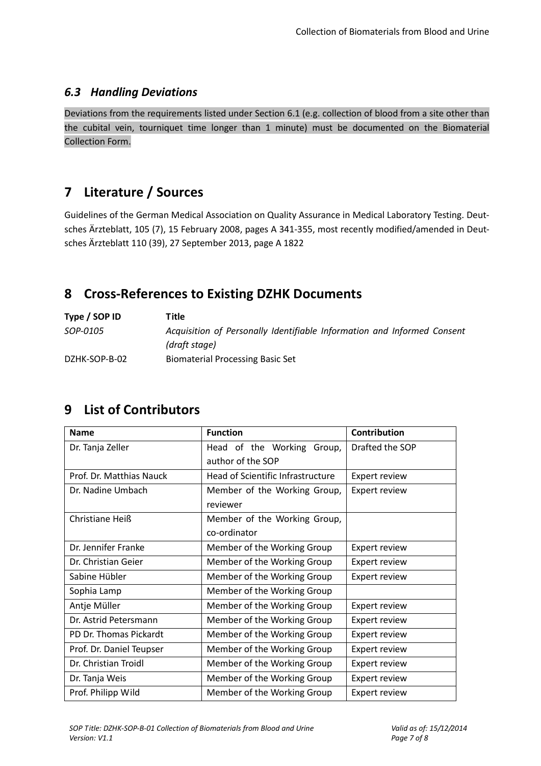### *6.3 Handling Deviations*

Deviations from the requirements listed under Section 6.1 (e.g. collection of blood from a site other than the cubital vein, tourniquet time longer than 1 minute) must be documented on the Biomaterial Collection Form.

## 7 Literature / Sources

Guidelines of the German Medical Association on Quality Assurance in Medical Laboratory Testing. Deutsches Ärzteblatt, 105 (7), 15 February 2008, pages A 341-355, most recently modified/amended in Deutsches Ärzteblatt 110 (39), 27 September 2013, page A 1822

## 8 Cross-References to Existing DZHK Documents

| Type / SOP ID | Title |
|---|---|
| *SOP-0105* | *Acquisition of Personally Identifiable Information and Informed Consent (draft stage)* |
| DZHK-SOP-B-02 | Biomaterial Processing Basic Set |

## 9 List of Contributors

| Name | Function | Contribution |
|---|---|---|
| Dr. Tanja Zeller | Head of the Working Group, author of the SOP | Drafted the SOP |
| Prof. Dr. Matthias Nauck | Head of Scientific Infrastructure | Expert review |
| Dr. Nadine Umbach | Member of the Working Group, reviewer | Expert review |
| Christiane Heiß | Member of the Working Group, co-ordinator | |
| Dr. Jennifer Franke | Member of the Working Group | Expert review |
| Dr. Christian Geier | Member of the Working Group | Expert review |
| Sabine Hübler | Member of the Working Group | Expert review |
| Sophia Lamp | Member of the Working Group | |
| Antje Müller | Member of the Working Group | Expert review |
| Dr. Astrid Petersmann | Member of the Working Group | Expert review |
| PD Dr. Thomas Pickardt | Member of the Working Group | Expert review |
| Prof. Dr. Daniel Teupser | Member of the Working Group | Expert review |
| Dr. Christian Troidl | Member of the Working Group | Expert review |
| Dr. Tanja Weis | Member of the Working Group | Expert review |
| Prof. Philipp Wild | Member of the Working Group | Expert review |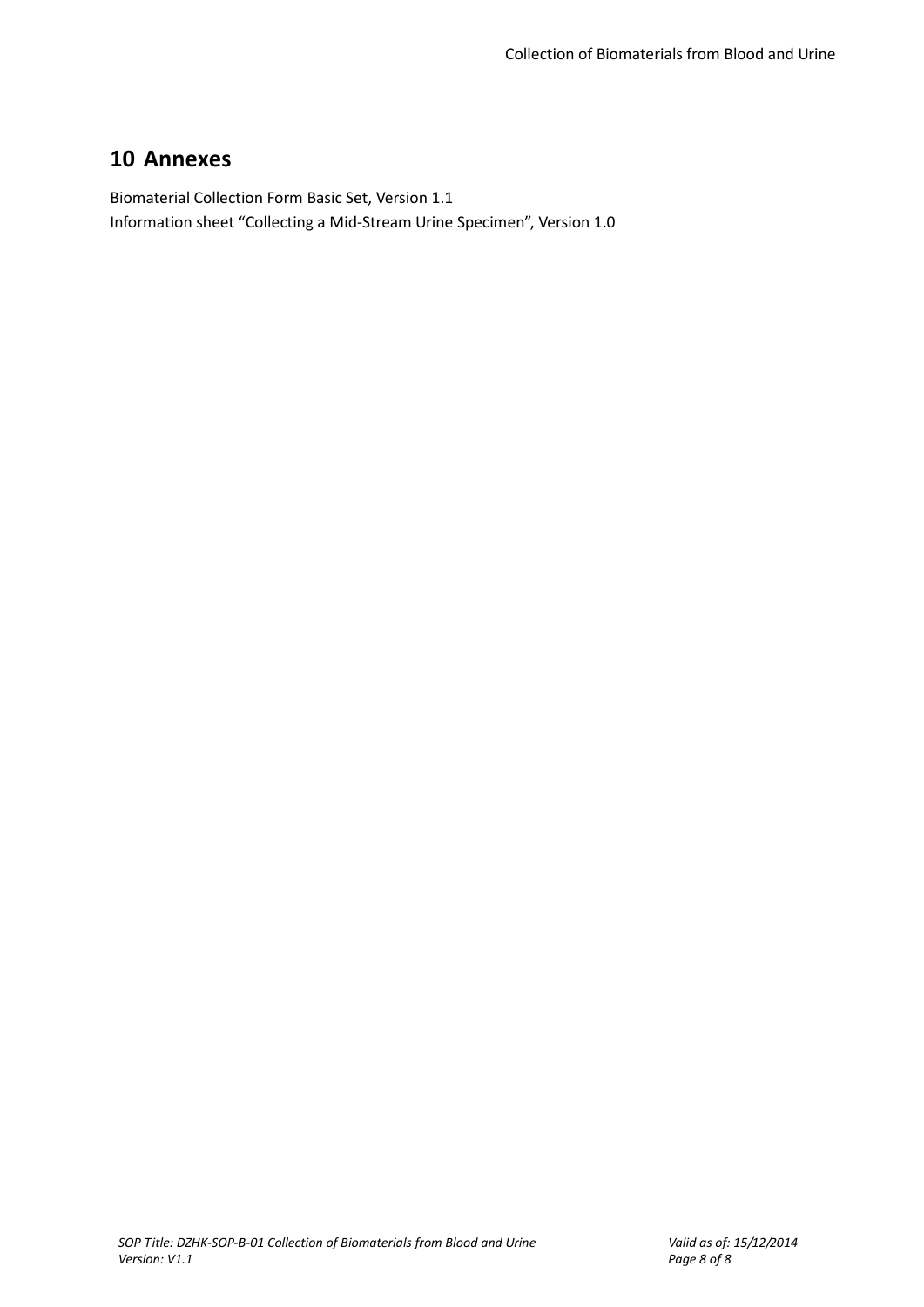# 10 Annexes

Biomaterial Collection Form Basic Set, Version 1.1
Information sheet "Collecting a Mid-Stream Urine Specimen", Version 1.0